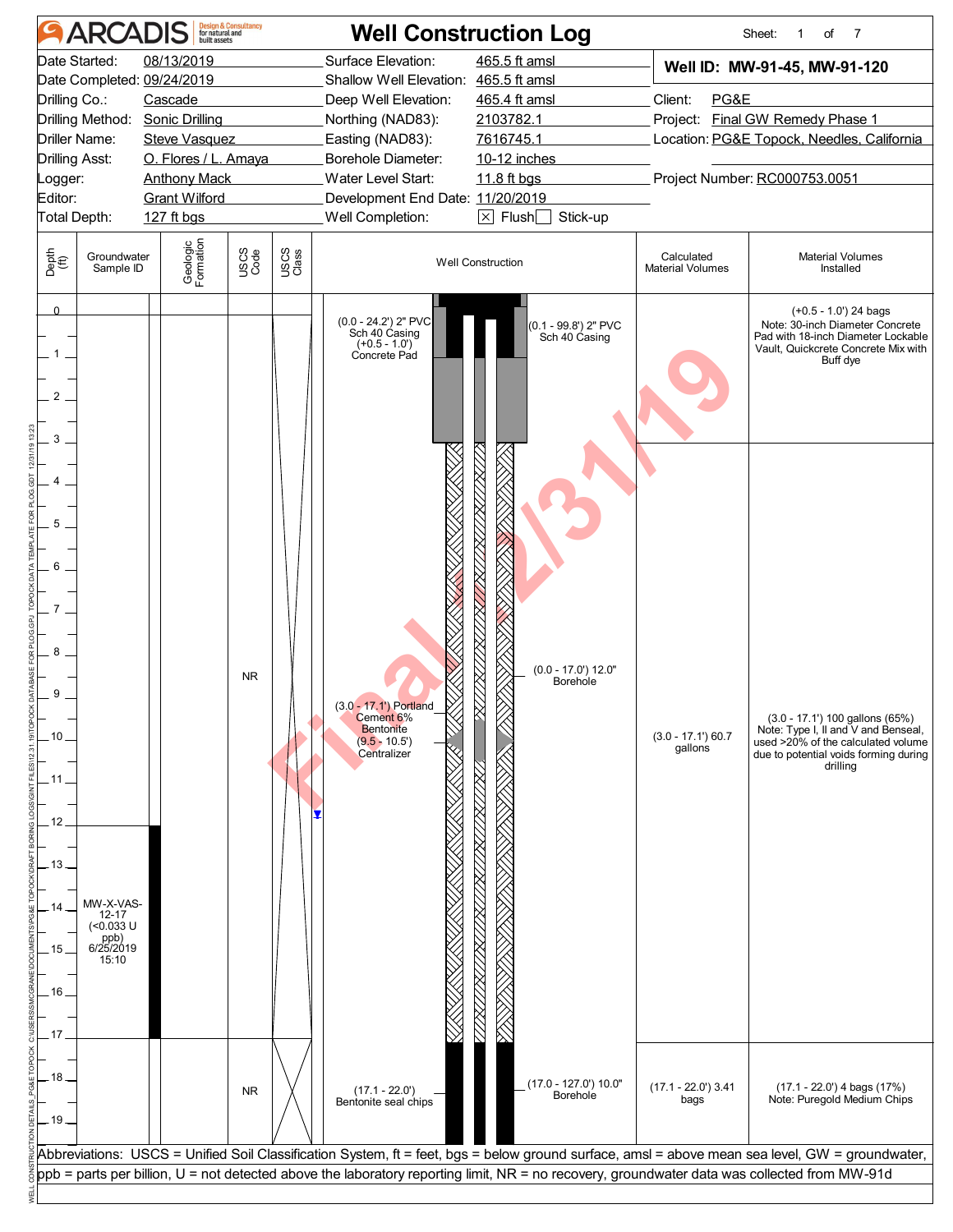# ARCADIS — Well Construction Log

Sheet: 1 of 7

| | | | |
|---|---|---|---|
| Date Started: | 08/13/2019 | Surface Elevation: | 465.5 ft amsl |
| Date Completed: | 09/24/2019 | Shallow Well Elevation: | 465.5 ft amsl |
| Drilling Co.: | Cascade | Deep Well Elevation: | 465.4 ft amsl |
| Drilling Method: | Sonic Drilling | Northing (NAD83): | 2103782.1 |
| Driller Name: | Steve Vasquez | Easting (NAD83): | 7616745.1 |
| Drilling Asst: | O. Flores / L. Amaya | Borehole Diameter: | 10-12 inches |
| Logger: | Anthony Mack | Water Level Start: | 11.8 ft bgs |
| Editor: | Grant Wilford | Development End Date: | 11/20/2019 |
| Total Depth: | 127 ft bgs | Well Completion: | [X] Flush [ ] Stick-up |

**Well ID: MW-91-45, MW-91-120**

Client: PG&E
Project: Final GW Remedy Phase 1
Location: PG&E Topock, Needles, California
Project Number: RC000753.0051

| Depth (ft) | Groundwater Sample ID | Geologic Formation | USCS Code | USCS Class | Well Construction | Calculated Material Volumes | Material Volumes Installed |
|---|---|---|---|---|---|---|---|
| 0 – 3 | | | | | (0.0 - 24.2') 2" PVC Sch 40 Casing; (0.1 - 99.8') 2" PVC Sch 40 Casing; (+0.5 - 1.0') Concrete Pad | | (+0.5 - 1.0') 24 bags Note: 30-inch Diameter Concrete Pad with 18-inch Diameter Lockable Vault, Quickcrete Concrete Mix with Buff dye |
| 3 – 17.1 | MW-X-VAS-12-17 (<0.033 U ppb) 6/25/2019 15:10 | | NR | | (0.0 - 17.0') 12.0" Borehole; (3.0 - 17.1') Portland Cement 6% Bentonite; (9.5 - 10.5') Centralizer | (3.0 - 17.1') 60.7 gallons | (3.0 - 17.1') 100 gallons (65%) Note: Type I, II and V and Benseal, used >20% of the calculated volume due to potential voids forming during drilling |
| 17.1 – 22.0 | | | NR | | (17.0 - 127.0') 10.0" Borehole; (17.1 - 22.0') Bentonite seal chips | (17.1 - 22.0') 3.41 bags | (17.1 - 22.0') 4 bags (17%) Note: Puregold Medium Chips |

Abbreviations: USCS = Unified Soil Classification System, ft = feet, bgs = below ground surface, amsl = above mean sea level, GW = groundwater, ppb = parts per billion, U = not detected above the laboratory reporting limit, NR = no recovery, groundwater data was collected from MW-91d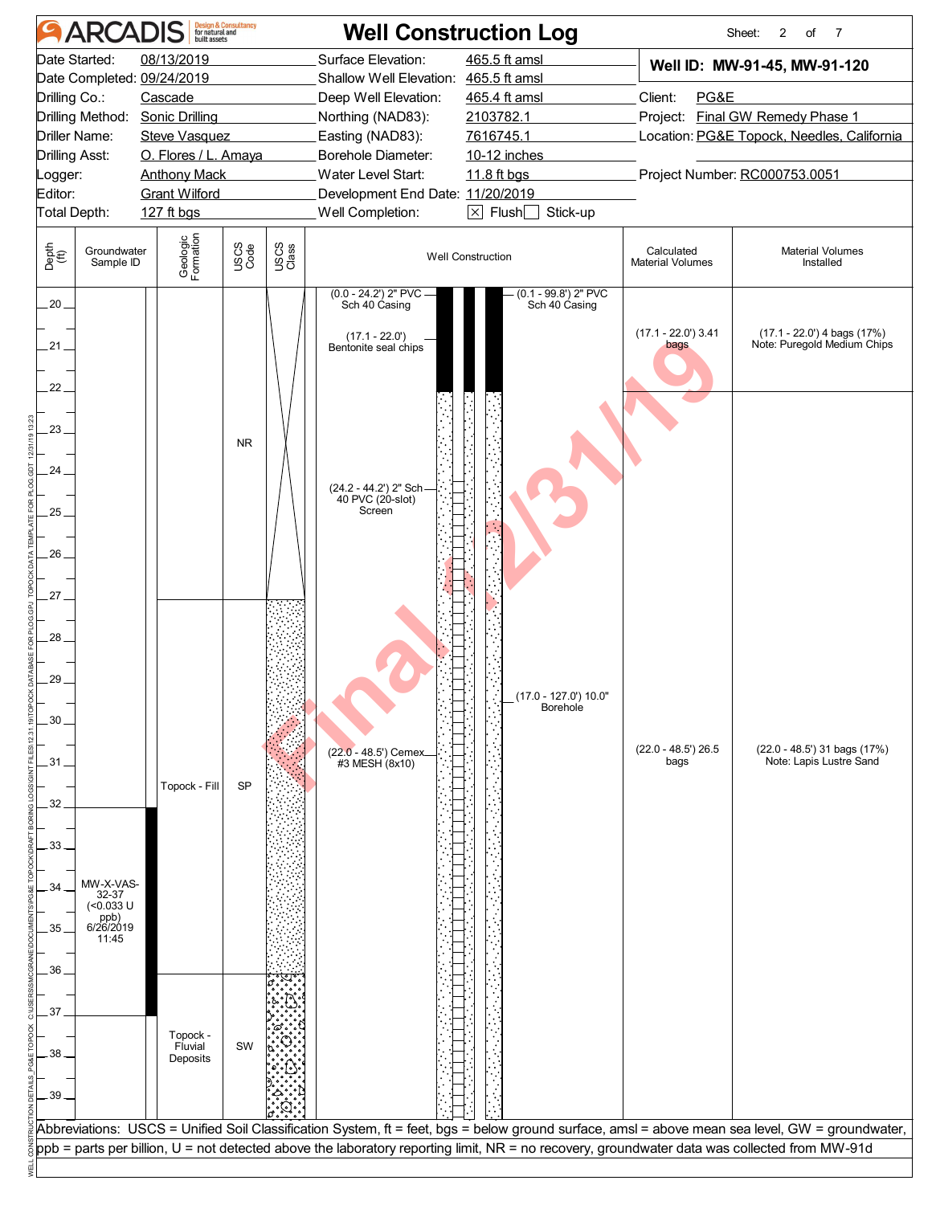# ARCADIS — Well Construction Log

Sheet: 2 of 7

| | | | |
|---|---|---|---|
| Date Started: | 08/13/2019 | Surface Elevation: | 465.5 ft amsl |
| Date Completed: | 09/24/2019 | Shallow Well Elevation: | 465.5 ft amsl |
| Drilling Co.: | Cascade | Deep Well Elevation: | 465.4 ft amsl |
| Drilling Method: | Sonic Drilling | Northing (NAD83): | 2103782.1 |
| Driller Name: | Steve Vasquez | Easting (NAD83): | 7616745.1 |
| Drilling Asst: | O. Flores / L. Amaya | Borehole Diameter: | 10-12 inches |
| Logger: | Anthony Mack | Water Level Start: | 11.8 ft bgs |
| Editor: | Grant Wilford | Development End Date: | 11/20/2019 |
| Total Depth: | 127 ft bgs | Well Completion: | [X] Flush [ ] Stick-up |

**Well ID: MW-91-45, MW-91-120**

Client: PG&E
Project: Final GW Remedy Phase 1
Location: PG&E Topock, Needles, California
Project Number: RC000753.0051

| Depth (ft) | Groundwater Sample ID | Geologic Formation | USCS Code | Well Construction | Calculated Material Volumes | Material Volumes Installed |
|---|---|---|---|---|---|---|
| 20–22 | | | | (0.0 - 24.2') 2" PVC Sch 40 Casing; (0.1 - 99.8') 2" PVC Sch 40 Casing; (17.1 - 22.0') Bentonite seal chips | (17.1 - 22.0') 3.41 bags | (17.1 - 22.0') 4 bags (17%) Note: Puregold Medium Chips |
| 22–27 | | | NR | (24.2 - 44.2') 2" Sch 40 PVC (20-slot) Screen | | |
| 27–36 | | Topock - Fill | SP | (17.0 - 127.0') 10.0" Borehole; (22.0 - 48.5') Cemex #3 MESH (8x10) | (22.0 - 48.5') 26.5 bags | (22.0 - 48.5') 31 bags (17%) Note: Lapis Lustre Sand |
| 32–37 | MW-X-VAS-32-37 (<0.033 U ppb) 6/26/2019 11:45 | | | | | |
| 36–39 | | Topock - Fluvial Deposits | SW | | | |

Abbreviations: USCS = Unified Soil Classification System, ft = feet, bgs = below ground surface, amsl = above mean sea level, GW = groundwater, ppb = parts per billion, U = not detected above the laboratory reporting limit, NR = no recovery, groundwater data was collected from MW-91d

Final 12/31/19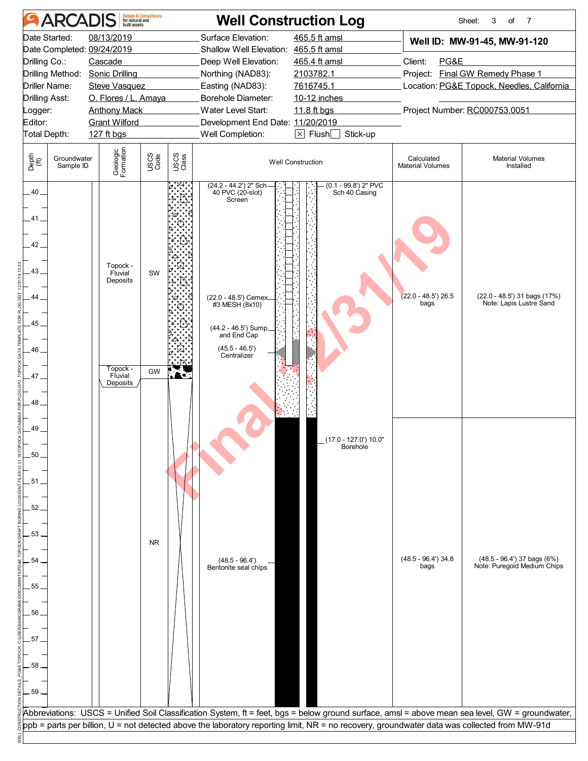# ARCADIS — Well Construction Log

Sheet: 3 of 7

| | | | |
|---|---|---|---|
| Date Started: | 08/13/2019 | Surface Elevation: | 465.5 ft amsl |
| Date Completed: | 09/24/2019 | Shallow Well Elevation: | 465.5 ft amsl |
| Drilling Co.: | Cascade | Deep Well Elevation: | 465.4 ft amsl |
| Drilling Method: | Sonic Drilling | Northing (NAD83): | 2103782.1 |
| Driller Name: | Steve Vasquez | Easting (NAD83): | 7616745.1 |
| Drilling Asst: | O. Flores / L. Amaya | Borehole Diameter: | 10-12 inches |
| Logger: | Anthony Mack | Water Level Start: | 11.8 ft bgs |
| Editor: | Grant Wilford | Development End Date: | 11/20/2019 |
| Total Depth: | 127 ft bgs | Well Completion: | [X] Flush [ ] Stick-up |

**Well ID: MW-91-45, MW-91-120**

Client: PG&E
Project: Final GW Remedy Phase 1
Location: PG&E Topock, Needles, California
Project Number: RC000753.0051

| Depth (ft) | Groundwater Sample ID | Geologic Formation | USCS Code | Well Construction | Calculated Material Volumes | Material Volumes Installed |
|---|---|---|---|---|---|---|
| 40–46.8 | | Topock - Fluvial Deposits | SW | (24.2 - 44.2') 2" Sch 40 PVC (20-slot) Screen; (0.1 - 99.8') 2" PVC Sch 40 Casing; (22.0 - 48.5') Cemex #3 MESH (8x10); (44.2 - 46.5') Sump and End Cap; (45.5 - 46.5') Centralizer | (22.0 - 48.5') 26.5 bags | (22.0 - 48.5') 31 bags (17%) Note: Lapis Lustre Sand |
| 46.8–47.2 | | Topock - Fluvial Deposits | GW | | | |
| 47.2–59 | | | NR | (48.5 - 96.4') Bentonite seal chips; (17.0 - 127.0') 10.0" Borehole | (48.5 - 96.4') 34.8 bags | (48.5 - 96.4') 37 bags (6%) Note: Puregold Medium Chips |

Abbreviations: USCS = Unified Soil Classification System, ft = feet, bgs = below ground surface, amsl = above mean sea level, GW = groundwater, ppb = parts per billion, U = not detected above the laboratory reporting limit, NR = no recovery, groundwater data was collected from MW-91d

Final 12/31/19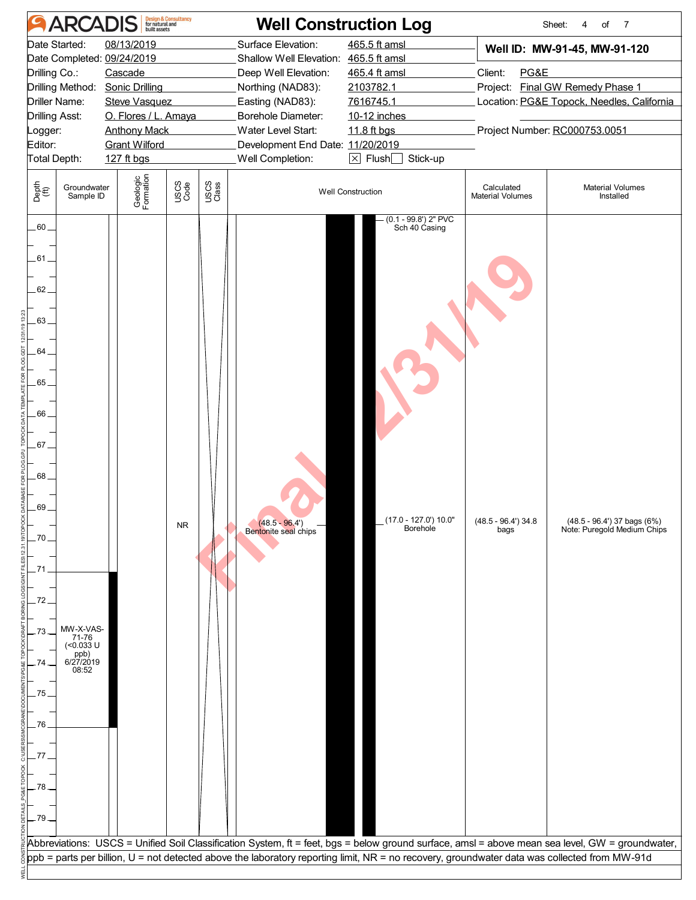# ARCADIS — Well Construction Log

Sheet: 4 of 7

| | | | |
|---|---|---|---|
| Date Started: | 08/13/2019 | Surface Elevation: | 465.5 ft amsl |
| Date Completed: | 09/24/2019 | Shallow Well Elevation: | 465.5 ft amsl |
| Drilling Co.: | Cascade | Deep Well Elevation: | 465.4 ft amsl |
| Drilling Method: | Sonic Drilling | Northing (NAD83): | 2103782.1 |
| Driller Name: | Steve Vasquez | Easting (NAD83): | 7616745.1 |
| Drilling Asst: | O. Flores / L. Amaya | Borehole Diameter: | 10-12 inches |
| Logger: | Anthony Mack | Water Level Start: | 11.8 ft bgs |
| Editor: | Grant Wilford | Development End Date: | 11/20/2019 |
| Total Depth: | 127 ft bgs | Well Completion: | [X] Flush [ ] Stick-up |

**Well ID: MW-91-45, MW-91-120**

Client: PG&E
Project: Final GW Remedy Phase 1
Location: PG&E Topock, Needles, California
Project Number: RC000753.0051

| Depth (ft) | Groundwater Sample ID | Geologic Formation | USCS Code | USCS Class | Well Construction | Calculated Material Volumes | Material Volumes Installed |
|---|---|---|---|---|---|---|---|
| 60–79 | MW-X-VAS-71-76 (<0.033 U ppb) 6/27/2019 08:52 (71–76 ft) | | NR | | (0.1 - 99.8') 2" PVC Sch 40 Casing; (48.5 - 96.4') Bentonite seal chips; (17.0 - 127.0') 10.0" Borehole | (48.5 - 96.4') 34.8 bags | (48.5 - 96.4') 37 bags (6%) Note: Puregold Medium Chips |

Abbreviations: USCS = Unified Soil Classification System, ft = feet, bgs = below ground surface, amsl = above mean sea level, GW = groundwater, ppb = parts per billion, U = not detected above the laboratory reporting limit, NR = no recovery, groundwater data was collected from MW-91d

Final 12/31/19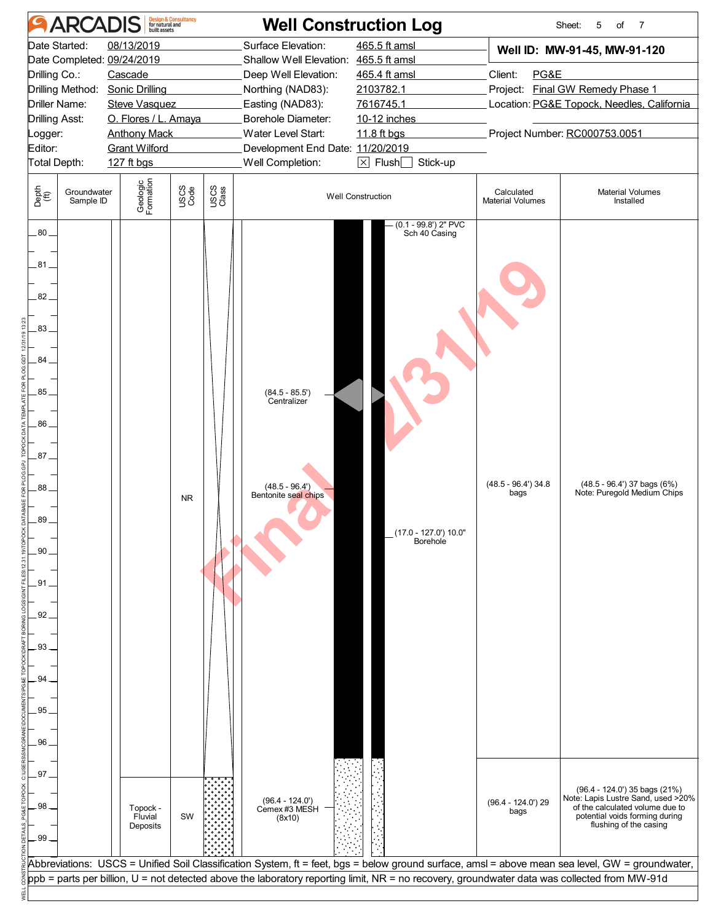# ARCADIS Well Construction Log

Sheet: 5 of 7

| | | | |
|---|---|---|---|
| Date Started: | 08/13/2019 | Surface Elevation: | 465.5 ft amsl |
| Date Completed: | 09/24/2019 | Shallow Well Elevation: | 465.5 ft amsl |
| Drilling Co.: | Cascade | Deep Well Elevation: | 465.4 ft amsl |
| Drilling Method: | Sonic Drilling | Northing (NAD83): | 2103782.1 |
| Driller Name: | Steve Vasquez | Easting (NAD83): | 7616745.1 |
| Drilling Asst: | O. Flores / L. Amaya | Borehole Diameter: | 10-12 inches |
| Logger: | Anthony Mack | Water Level Start: | 11.8 ft bgs |
| Editor: | Grant Wilford | Development End Date: | 11/20/2019 |
| Total Depth: | 127 ft bgs | Well Completion: | [X] Flush [ ] Stick-up |

**Well ID: MW-91-45, MW-91-120**

Client: PG&E
Project: Final GW Remedy Phase 1
Location: PG&E Topock, Needles, California
Project Number: RC000753.0051

| Depth (ft) | Groundwater Sample ID | Geologic Formation | USCS Code | USCS Class | Well Construction | Calculated Material Volumes | Material Volumes Installed |
|---|---|---|---|---|---|---|---|
| 80 – 96.4 | | | NR | | (0.1 - 99.8') 2" PVC Sch 40 Casing; (84.5 - 85.5') Centralizer; (48.5 - 96.4') Bentonite seal chips; (17.0 - 127.0') 10.0" Borehole | (48.5 - 96.4') 34.8 bags | (48.5 - 96.4') 37 bags (6%) Note: Puregold Medium Chips |
| 96.4 – 99+ | | Topock - Fluvial Deposits | SW | | (96.4 - 124.0') Cemex #3 MESH (8x10) | (96.4 - 124.0') 29 bags | (96.4 - 124.0') 35 bags (21%) Note: Lapis Lustre Sand, used >20% of the calculated volume due to potential voids forming during flushing of the casing |

Abbreviations: USCS = Unified Soil Classification System, ft = feet, bgs = below ground surface, amsl = above mean sea level, GW = groundwater, ppb = parts per billion, U = not detected above the laboratory reporting limit, NR = no recovery, groundwater data was collected from MW-91d

Final 12/31/19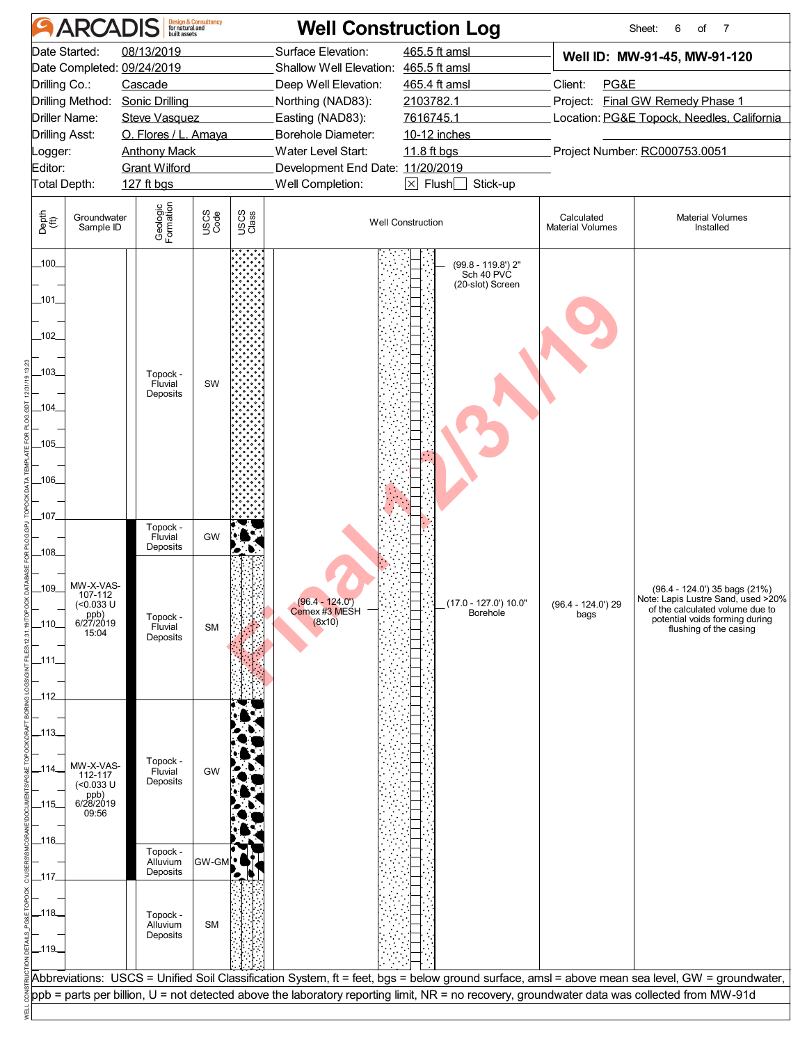# ARCADIS — Well Construction Log

Sheet: 6 of 7

| | | | |
|---|---|---|---|
| Date Started: | 08/13/2019 | Surface Elevation: | 465.5 ft amsl |
| Date Completed: | 09/24/2019 | Shallow Well Elevation: | 465.5 ft amsl |
| Drilling Co.: | Cascade | Deep Well Elevation: | 465.4 ft amsl |
| Drilling Method: | Sonic Drilling | Northing (NAD83): | 2103782.1 |
| Driller Name: | Steve Vasquez | Easting (NAD83): | 7616745.1 |
| Drilling Asst: | O. Flores / L. Amaya | Borehole Diameter: | 10-12 inches |
| Logger: | Anthony Mack | Water Level Start: | 11.8 ft bgs |
| Editor: | Grant Wilford | Development End Date: | 11/20/2019 |
| Total Depth: | 127 ft bgs | Well Completion: | ☒ Flush ☐ Stick-up |

**Well ID: MW-91-45, MW-91-120**

Client: PG&E
Project: Final GW Remedy Phase 1
Location: PG&E Topock, Needles, California
Project Number: RC000753.0051

| Depth (ft) | Groundwater Sample ID | Geologic Formation | USCS Code | Well Construction | Calculated Material Volumes | Material Volumes Installed |
|---|---|---|---|---|---|---|
| 100–107 | | Topock - Fluvial Deposits | SW | (99.8 - 119.8') 2" Sch 40 PVC (20-slot) Screen | | |
| 107–108 | | Topock - Fluvial Deposits | GW | | | |
| 108–112 | MW-X-VAS-107-112 (<0.033 U ppb) 6/27/2019 15:04 | Topock - Fluvial Deposits | SM | (96.4 - 124.0') Cemex #3 MESH (8x10); (17.0 - 127.0') 10.0" Borehole | (96.4 - 124.0') 29 bags | (96.4 - 124.0') 35 bags (21%) Note: Lapis Lustre Sand, used >20% of the calculated volume due to potential voids forming during flushing of the casing |
| 112–116 | MW-X-VAS-112-117 (<0.033 U ppb) 6/28/2019 09:56 | Topock - Fluvial Deposits | GW | | | |
| 116–117 | | Topock - Alluvium Deposits | GW-GM | | | |
| 117–119 | | Topock - Alluvium Deposits | SM | | | |

Abbreviations: USCS = Unified Soil Classification System, ft = feet, bgs = below ground surface, amsl = above mean sea level, GW = groundwater, ppb = parts per billion, U = not detected above the laboratory reporting limit, NR = no recovery, groundwater data was collected from MW-91d

Final 12/31/19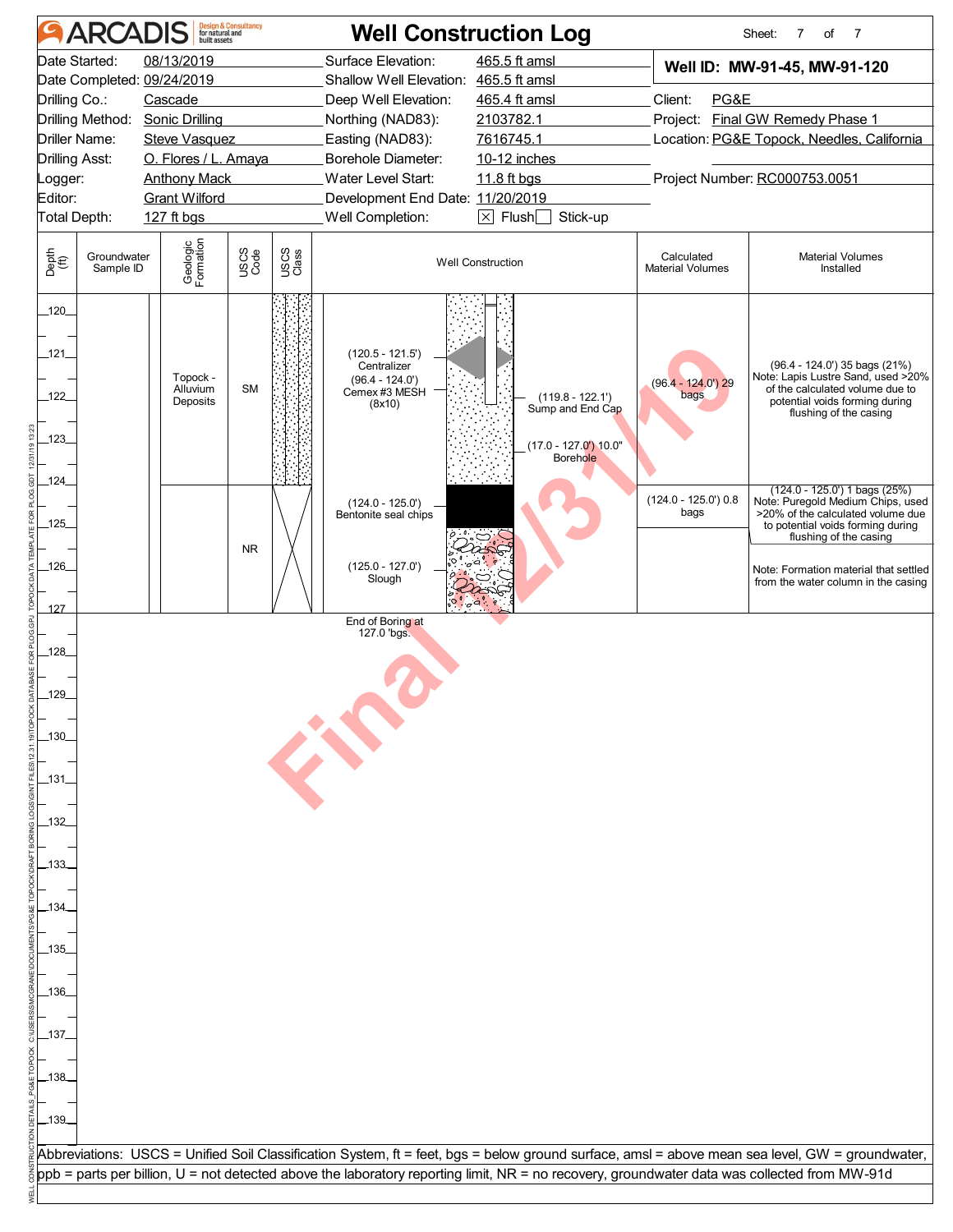# ARCADIS — Well Construction Log

Sheet: 7 of 7

| | | | |
|---|---|---|---|
| Date Started: 08/13/2019 | Surface Elevation: 465.5 ft amsl | **Well ID: MW-91-45, MW-91-120** | |
| Date Completed: 09/24/2019 | Shallow Well Elevation: 465.5 ft amsl | | |
| Drilling Co.: Cascade | Deep Well Elevation: 465.4 ft amsl | Client: PG&E | |
| Drilling Method: Sonic Drilling | Northing (NAD83): 2103782.1 | Project: Final GW Remedy Phase 1 | |
| Driller Name: Steve Vasquez | Easting (NAD83): 7616745.1 | Location: PG&E Topock, Needles, California | |
| Drilling Asst: O. Flores / L. Amaya | Borehole Diameter: 10-12 inches | | |
| Logger: Anthony Mack | Water Level Start: 11.8 ft bgs | Project Number: RC000753.0051 | |
| Editor: Grant Wilford | Development End Date: 11/20/2019 | | |
| Total Depth: 127 ft bgs | Well Completion: [X] Flush [ ] Stick-up | | |

| Depth (ft) | Groundwater Sample ID | Geologic Formation | USCS Code | Well Construction | Calculated Material Volumes | Material Volumes Installed |
|---|---|---|---|---|---|---|
| 120–124 | | Topock - Alluvium Deposits | SM | (120.5 - 121.5') Centralizer; (96.4 - 124.0') Cemex #3 MESH (8x10); (119.8 - 122.1') Sump and End Cap; (17.0 - 127.0') 10.0" Borehole | (96.4 - 124.0') 29 bags | (96.4 - 124.0') 35 bags (21%) Note: Lapis Lustre Sand, used >20% of the calculated volume due to potential voids forming during flushing of the casing |
| 124–125 | | | NR | (124.0 - 125.0') Bentonite seal chips | (124.0 - 125.0') 0.8 bags | (124.0 - 125.0') 1 bags (25%) Note: Puregold Medium Chips, used >20% of the calculated volume due to potential voids forming during flushing of the casing |
| 125–127 | | | | (125.0 - 127.0') Slough | | Note: Formation material that settled from the water column in the casing |

End of Boring at 127.0 'bgs.

Abbreviations: USCS = Unified Soil Classification System, ft = feet, bgs = below ground surface, amsl = above mean sea level, GW = groundwater, ppb = parts per billion, U = not detected above the laboratory reporting limit, NR = no recovery, groundwater data was collected from MW-91d

Final 12/31/19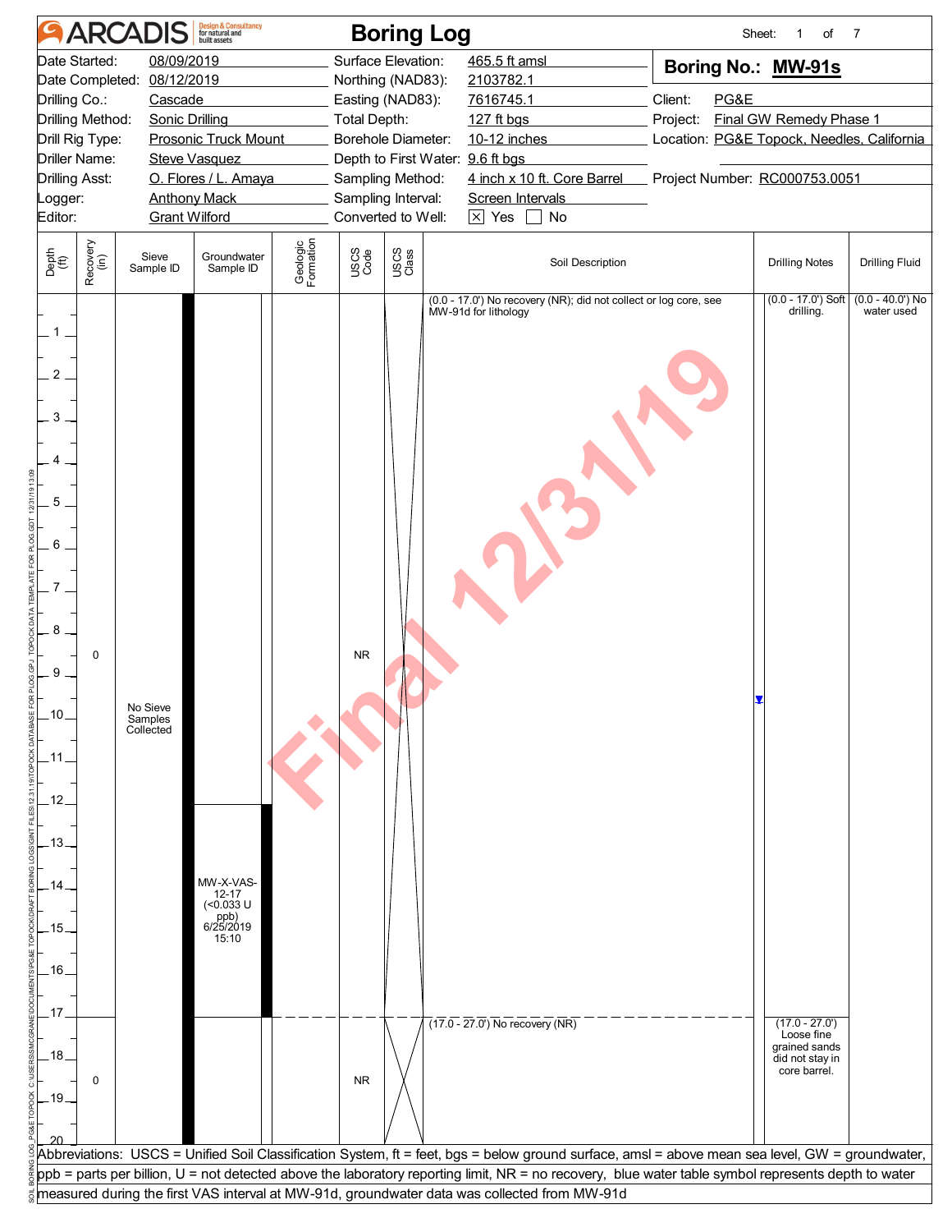# ARCADIS Boring Log

Sheet: 1 of 7

| | | | | | |
|---|---|---|---|---|---|
| Date Started: | 08/09/2019 | Surface Elevation: | 465.5 ft amsl | **Boring No.:** | **MW-91s** |
| Date Completed: | 08/12/2019 | Northing (NAD83): | 2103782.1 | | |
| Drilling Co.: | Cascade | Easting (NAD83): | 7616745.1 | Client: | PG&E |
| Drilling Method: | Sonic Drilling | Total Depth: | 127 ft bgs | Project: | Final GW Remedy Phase 1 |
| Drill Rig Type: | Prosonic Truck Mount | Borehole Diameter: | 10-12 inches | Location: | PG&E Topock, Needles, California |
| Driller Name: | Steve Vasquez | Depth to First Water: | 9.6 ft bgs | | |
| Drilling Asst: | O. Flores / L. Amaya | Sampling Method: | 4 inch x 10 ft. Core Barrel | Project Number: | RC000753.0051 |
| Logger: | Anthony Mack | Sampling Interval: | Screen Intervals | | |
| Editor: | Grant Wilford | Converted to Well: | ☒ Yes ☐ No | | |

| Depth (ft) | Recovery (in) | Sieve Sample ID | Groundwater Sample ID | Geologic Formation | USCS Code | USCS Class | Soil Description | Drilling Notes | Drilling Fluid |
|---|---|---|---|---|---|---|---|---|---|
| 0.0 - 17.0 | 0 | No Sieve Samples Collected | MW-X-VAS-12-17 (<0.033 U ppb) 6/25/2019 15:10 | | NR | | (0.0 - 17.0') No recovery (NR); did not collect or log core, see MW-91d for lithology | (0.0 - 17.0') Soft drilling. | (0.0 - 40.0') No water used |
| 17.0 - 27.0 | 0 | | | | NR | | (17.0 - 27.0') No recovery (NR) | (17.0 - 27.0') Loose fine grained sands did not stay in core barrel. | |

Abbreviations: USCS = Unified Soil Classification System, ft = feet, bgs = below ground surface, amsl = above mean sea level, GW = groundwater, ppb = parts per billion, U = not detected above the laboratory reporting limit, NR = no recovery, blue water table symbol represents depth to water measured during the first VAS interval at MW-91d, groundwater data was collected from MW-91d

Final 12/31/19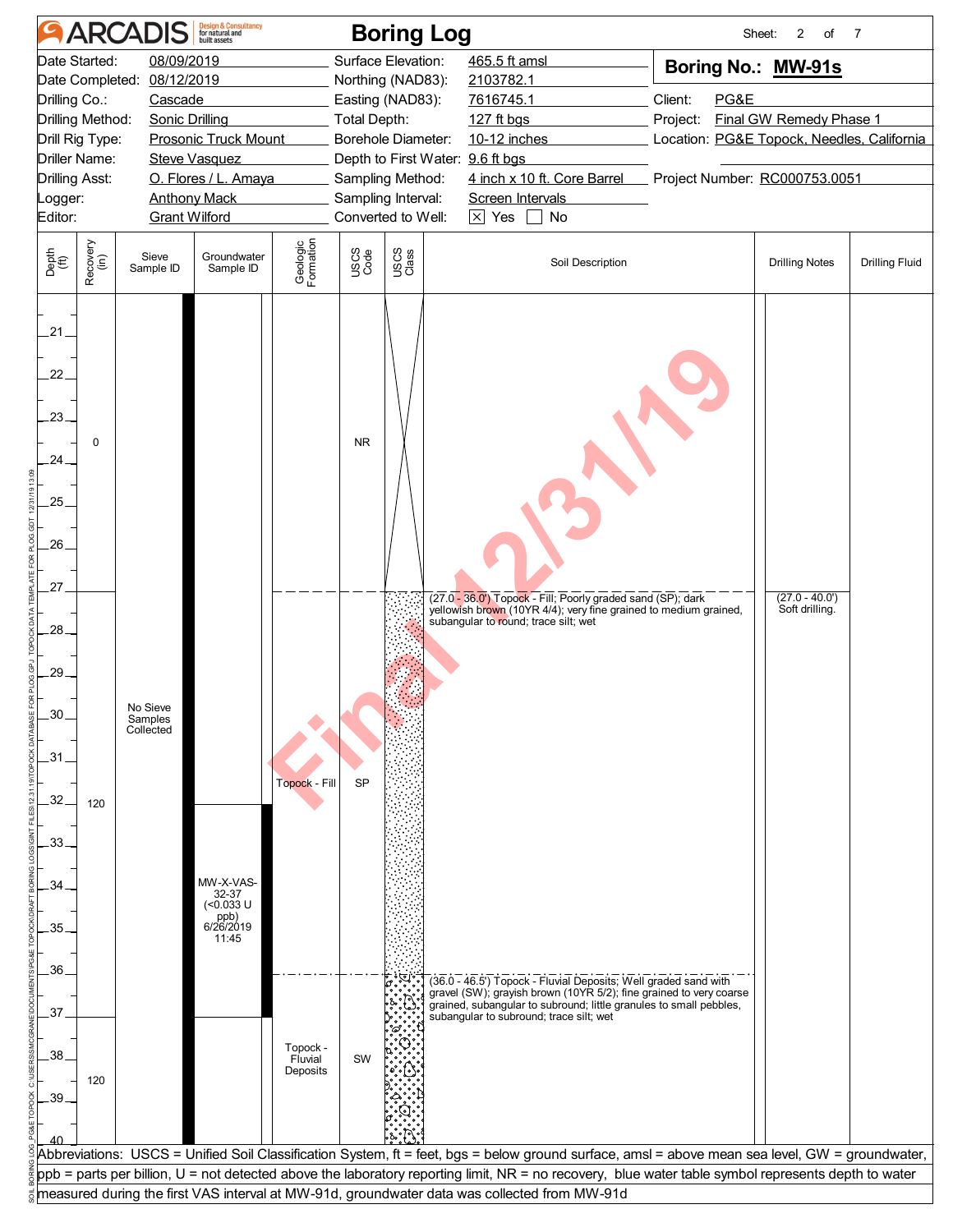# ARCADIS Boring Log

| | | | | | |
|---|---|---|---|---|---|
| Date Started: | 08/09/2019 | Surface Elevation: | 465.5 ft amsl | **Boring No.:** | **MW-91s** |
| Date Completed: | 08/12/2019 | Northing (NAD83): | 2103782.1 | | |
| Drilling Co.: | Cascade | Easting (NAD83): | 7616745.1 | Client: | PG&E |
| Drilling Method: | Sonic Drilling | Total Depth: | 127 ft bgs | Project: | Final GW Remedy Phase 1 |
| Drill Rig Type: | Prosonic Truck Mount | Borehole Diameter: | 10-12 inches | Location: | PG&E Topock, Needles, California |
| Driller Name: | Steve Vasquez | Depth to First Water: | 9.6 ft bgs | | |
| Drilling Asst: | O. Flores / L. Amaya | Sampling Method: | 4 inch x 10 ft. Core Barrel | Project Number: | RC000753.0051 |
| Logger: | Anthony Mack | Sampling Interval: | Screen Intervals | | |
| Editor: | Grant Wilford | Converted to Well: | ☒ Yes ☐ No | | |

| Depth (ft) | Recovery (in) | Sieve Sample ID | Groundwater Sample ID | Geologic Formation | USCS Code | Soil Description | Drilling Notes | Drilling Fluid |
|---|---|---|---|---|---|---|---|---|
| 20 - 27 | 0 | No Sieve Samples Collected | | | NR | | | |
| 27 - 36 | 120 | | MW-X-VAS-32-37 (<0.033 U ppb) 6/26/2019 11:45 | Topock - Fill | SP | (27.0 - 36.0') Topock - Fill; Poorly graded sand (SP); dark yellowish brown (10YR 4/4); very fine grained to medium grained, subangular to round; trace silt; wet | (27.0 - 40.0') Soft drilling. | |
| 36 - 40 | 120 | | | Topock - Fluvial Deposits | SW | (36.0 - 46.5') Topock - Fluvial Deposits; Well graded sand with gravel (SW); grayish brown (10YR 5/2); fine grained to very coarse grained, subangular to subround; little granules to small pebbles, subangular to subround; trace silt; wet | | |

Final 12/31/19

Abbreviations: USCS = Unified Soil Classification System, ft = feet, bgs = below ground surface, amsl = above mean sea level, GW = groundwater, ppb = parts per billion, U = not detected above the laboratory reporting limit, NR = no recovery, blue water table symbol represents depth to water measured during the first VAS interval at MW-91d, groundwater data was collected from MW-91d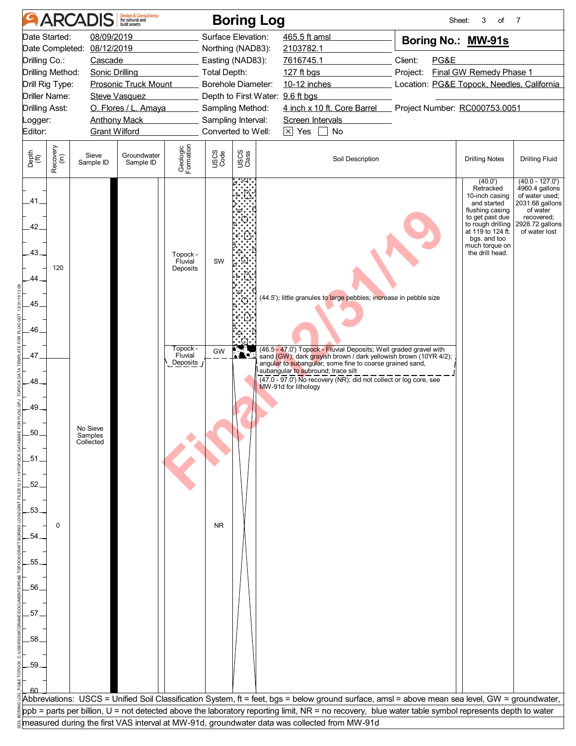# ARCADIS Boring Log

| | | | | | |
|---|---|---|---|---|---|
| Date Started: | 08/09/2019 | Surface Elevation: | 465.5 ft amsl | **Boring No.: MW-91s** | |
| Date Completed: | 08/12/2019 | Northing (NAD83): | 2103782.1 | | |
| Drilling Co.: | Cascade | Easting (NAD83): | 7616745.1 | Client: | PG&E |
| Drilling Method: | Sonic Drilling | Total Depth: | 127 ft bgs | Project: | Final GW Remedy Phase 1 |
| Drill Rig Type: | Prosonic Truck Mount | Borehole Diameter: | 10-12 inches | Location: | PG&E Topock, Needles, California |
| Driller Name: | Steve Vasquez | Depth to First Water: | 9.6 ft bgs | | |
| Drilling Asst: | O. Flores / L. Amaya | Sampling Method: | 4 inch x 10 ft. Core Barrel | Project Number: | RC000753.0051 |
| Logger: | Anthony Mack | Sampling Interval: | Screen Intervals | | |
| Editor: | Grant Wilford | Converted to Well: | ☒ Yes ☐ No | | |

| Depth (ft) | Recovery (in) | Sieve Sample ID | Groundwater Sample ID | Geologic Formation | USCS Code | Soil Description | Drilling Notes | Drilling Fluid |
|---|---|---|---|---|---|---|---|---|
| 40–47 | 120 | | | Topock - Fluvial Deposits | SW | (44.5'); little granules to large pebbles; increase in pebble size | (40.0') Retracked 10-inch casing and started flushing casing to get past due to rough drilling at 119 to 124 ft. bgs. and too much torque on the drill head. | (40.0 - 127.0') 4960.4 gallons of water used; 2031.68 gallons of water recovered; 2928.72 gallons of water lost |
| 46.5–47 | | | | Topock - Fluvial Deposits | GW | (46.5 - 47.0') Topock - Fluvial Deposits; Well graded gravel with sand (GW); dark grayish brown / dark yellowish brown (10YR 4/2); angular to subangular; some fine to coarse grained sand, subangular to subround; trace silt | | |
| 47–60 | 0 | No Sieve Samples Collected | | | NR | (47.0 - 97.0') No recovery (NR); did not collect or log core, see MW-91d for lithology | | |

Abbreviations: USCS = Unified Soil Classification System, ft = feet, bgs = below ground surface, amsl = above mean sea level, GW = groundwater, ppb = parts per billion, U = not detected above the laboratory reporting limit, NR = no recovery, blue water table symbol represents depth to water measured during the first VAS interval at MW-91d, groundwater data was collected from MW-91d

Final 12/31/19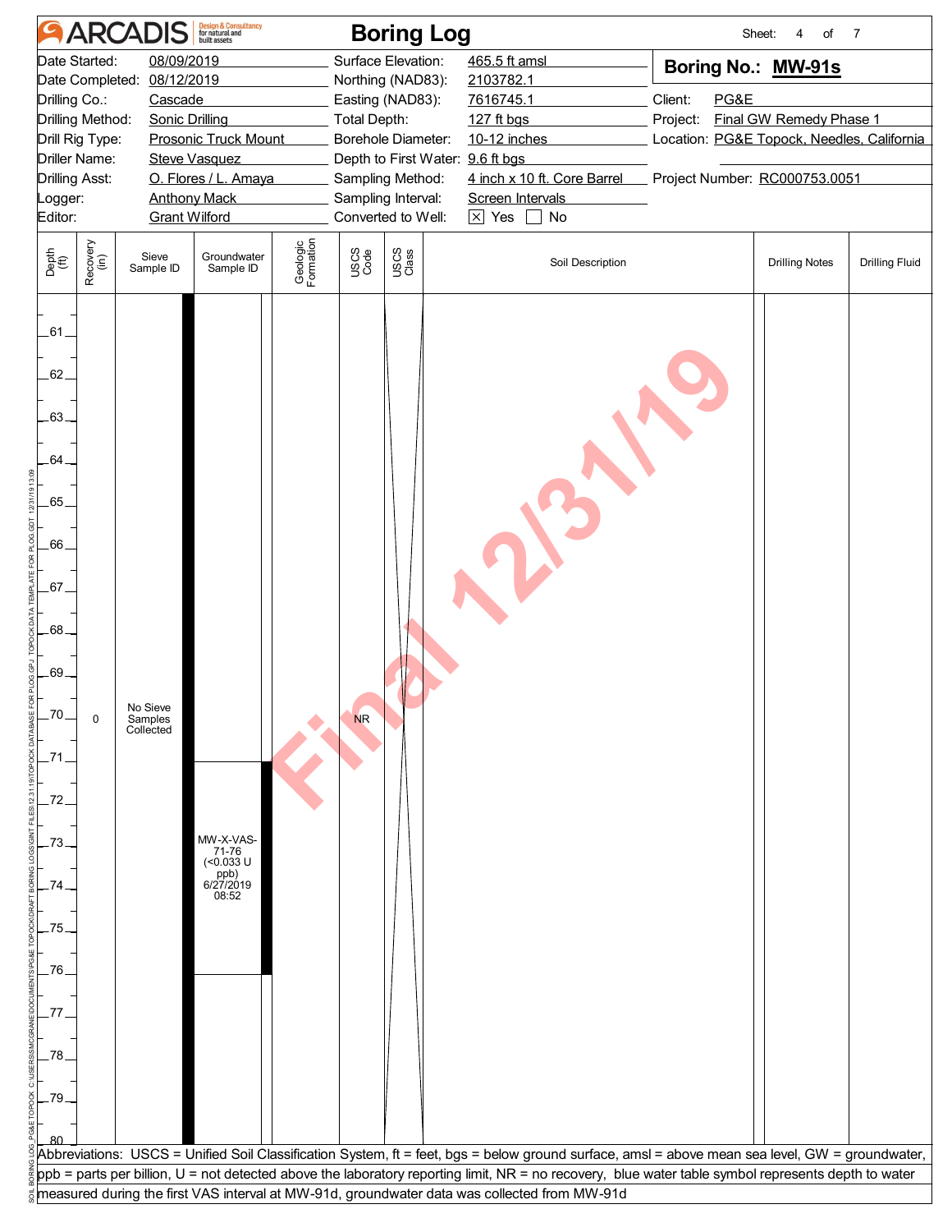# ARCADIS Boring Log

Sheet: 4 of 7

| | | | |
|---|---|---|---|
| Date Started: | 08/09/2019 | Surface Elevation: | 465.5 ft amsl |
| Date Completed: | 08/12/2019 | Northing (NAD83): | 2103782.1 |
| Drilling Co.: | Cascade | Easting (NAD83): | 7616745.1 |
| Drilling Method: | Sonic Drilling | Total Depth: | 127 ft bgs |
| Drill Rig Type: | Prosonic Truck Mount | Borehole Diameter: | 10-12 inches |
| Driller Name: | Steve Vasquez | Depth to First Water: | 9.6 ft bgs |
| Drilling Asst: | O. Flores / L. Amaya | Sampling Method: | 4 inch x 10 ft. Core Barrel |
| Logger: | Anthony Mack | Sampling Interval: | Screen Intervals |
| Editor: | Grant Wilford | Converted to Well: | ☒ Yes ☐ No |

**Boring No.: MW-91s**

Client: PG&E
Project: Final GW Remedy Phase 1
Location: PG&E Topock, Needles, California
Project Number: RC000753.0051

| Depth (ft) | Recovery (in) | Sieve Sample ID | Groundwater Sample ID | Geologic Formation | USCS Code | USCS Class | Soil Description | Drilling Notes | Drilling Fluid |
|---|---|---|---|---|---|---|---|---|---|
| 60–80 | 0 | No Sieve Samples Collected | MW-X-VAS-71-76 (<0.033 U ppb) 6/27/2019 08:52 (71–76 ft) | | NR | | | | |

Abbreviations: USCS = Unified Soil Classification System, ft = feet, bgs = below ground surface, amsl = above mean sea level, GW = groundwater, ppb = parts per billion, U = not detected above the laboratory reporting limit, NR = no recovery, blue water table symbol represents depth to water measured during the first VAS interval at MW-91d, groundwater data was collected from MW-91d

Final 12/31/19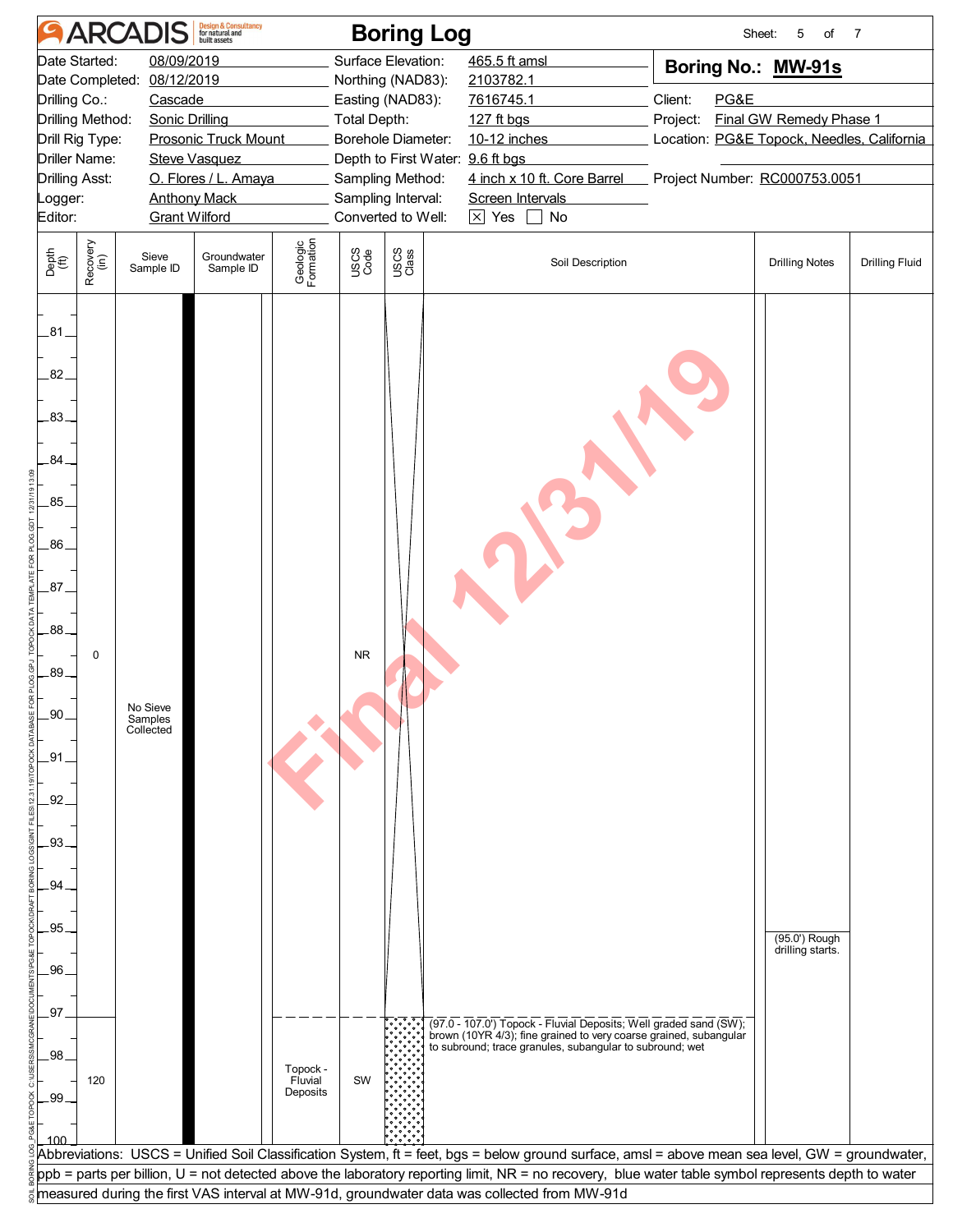# ARCADIS Boring Log

| | | | |
|---|---|---|---|
| Date Started: | 08/09/2019 | Surface Elevation: | 465.5 ft amsl |
| Date Completed: | 08/12/2019 | Northing (NAD83): | 2103782.1 |
| Drilling Co.: | Cascade | Easting (NAD83): | 7616745.1 |
| Drilling Method: | Sonic Drilling | Total Depth: | 127 ft bgs |
| Drill Rig Type: | Prosonic Truck Mount | Borehole Diameter: | 10-12 inches |
| Driller Name: | Steve Vasquez | Depth to First Water: | 9.6 ft bgs |
| Drilling Asst: | O. Flores / L. Amaya | Sampling Method: | 4 inch x 10 ft. Core Barrel |
| Logger: | Anthony Mack | Sampling Interval: | Screen Intervals |
| Editor: | Grant Wilford | Converted to Well: | [X] Yes [ ] No |

**Boring No.: MW-91s**

Client: PG&E
Project: Final GW Remedy Phase 1
Location: PG&E Topock, Needles, California
Project Number: RC000753.0051

| Depth (ft) | Recovery (in) | Sieve Sample ID | Groundwater Sample ID | Geologic Formation | USCS Code | USCS Class | Soil Description | Drilling Notes | Drilling Fluid |
|---|---|---|---|---|---|---|---|---|---|
| 80–97 | 0 | No Sieve Samples Collected | | | NR | | | (95.0') Rough drilling starts. | |
| 97–100 | 120 | | | Topock - Fluvial Deposits | SW | | (97.0 - 107.0') Topock - Fluvial Deposits; Well graded sand (SW); brown (10YR 4/3); fine grained to very coarse grained, subangular to subround; trace granules, subangular to subround; wet | | |

Final 12/31/19

Abbreviations: USCS = Unified Soil Classification System, ft = feet, bgs = below ground surface, amsl = above mean sea level, GW = groundwater, ppb = parts per billion, U = not detected above the laboratory reporting limit, NR = no recovery, blue water table symbol represents depth to water measured during the first VAS interval at MW-91d, groundwater data was collected from MW-91d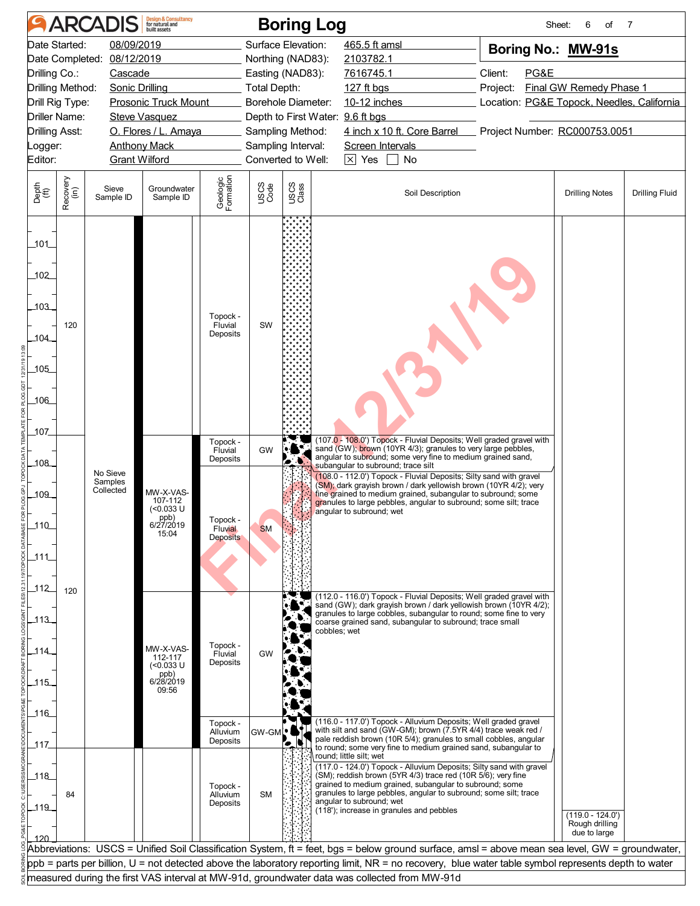# ARCADIS Boring Log

| | | | |
|---|---|---|---|
| Date Started: | 08/09/2019 | Surface Elevation: | 465.5 ft amsl |
| Date Completed: | 08/12/2019 | Northing (NAD83): | 2103782.1 |
| Drilling Co.: | Cascade | Easting (NAD83): | 7616745.1 |
| Drilling Method: | Sonic Drilling | Total Depth: | 127 ft bgs |
| Drill Rig Type: | Prosonic Truck Mount | Borehole Diameter: | 10-12 inches |
| Driller Name: | Steve Vasquez | Depth to First Water: | 9.6 ft bgs |
| Drilling Asst: | O. Flores / L. Amaya | Sampling Method: | 4 inch x 10 ft. Core Barrel |
| Logger: | Anthony Mack | Sampling Interval: | Screen Intervals |
| Editor: | Grant Wilford | Converted to Well: | ☒ Yes ☐ No |

**Boring No.: MW-91s**

Client: PG&E
Project: Final GW Remedy Phase 1
Location: PG&E Topock, Needles, California
Project Number: RC000753.0051

| Depth (ft) | Recovery (in) | Sieve Sample ID | Groundwater Sample ID | Geologic Formation | USCS Code | Soil Description | Drilling Notes | Drilling Fluid |
|---|---|---|---|---|---|---|---|---|
| 100–107 | 120 | | | Topock - Fluvial Deposits | SW | | | |
| 107–108 | 120 | No Sieve Samples Collected | | Topock - Fluvial Deposits | GW | (107.0 - 108.0') Topock - Fluvial Deposits; Well graded gravel with sand (GW); brown (10YR 4/3); granules to very large pebbles, angular to subround; some very fine to medium grained sand, subangular to subround; trace silt | | |
| 108–112 | | | MW-X-VAS-107-112 (<0.033 U ppb) 6/27/2019 15:04 | Topock - Fluvial Deposits | SM | (108.0 - 112.0') Topock - Fluvial Deposits; Silty sand with gravel (SM); dark grayish brown / dark yellowish brown (10YR 4/2); very fine grained to medium grained, subangular to subround; some granules to large pebbles, angular to subround; some silt; trace angular to subround; wet | | |
| 112–116 | | | MW-X-VAS-112-117 (<0.033 U ppb) 6/28/2019 09:56 | Topock - Fluvial Deposits | GW | (112.0 - 116.0') Topock - Fluvial Deposits; Well graded gravel with sand (GW); dark grayish brown / dark yellowish brown (10YR 4/2); granules to large cobbles, subangular to round; some fine to very coarse grained sand, subangular to subround; trace small cobbles; wet | | |
| 116–117 | | | | Topock - Alluvium Deposits | GW-GM | (116.0 - 117.0') Topock - Alluvium Deposits; Well graded gravel with silt and sand (GW-GM); brown (7.5YR 4/4) trace weak red / pale reddish brown (10R 5/4); granules to small cobbles, angular to round; some very fine to medium grained sand, subangular to round; little silt; wet | | |
| 117–120 | 84 | | | Topock - Alluvium Deposits | SM | (117.0 - 124.0') Topock - Alluvium Deposits; Silty sand with gravel (SM); reddish brown (5YR 4/3) trace red (10R 5/6); very fine grained to medium grained, subangular to subround; some granules to large pebbles, angular to subround; some silt; trace angular to subround; wet<br>(118'); increase in granules and pebbles | (119.0 - 124.0') Rough drilling due to large | |

Abbreviations: USCS = Unified Soil Classification System, ft = feet, bgs = below ground surface, amsl = above mean sea level, GW = groundwater, ppb = parts per billion, U = not detected above the laboratory reporting limit, NR = no recovery, blue water table symbol represents depth to water measured during the first VAS interval at MW-91d, groundwater data was collected from MW-91d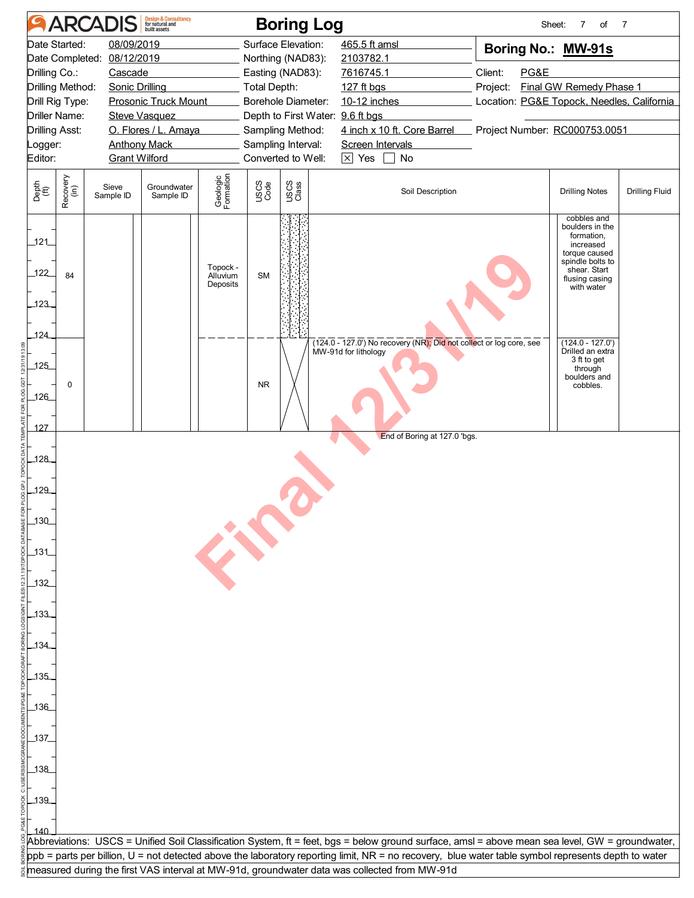# ARCADIS — Boring Log

| | | | |
|---|---|---|---|
| Date Started: | 08/09/2019 | Surface Elevation: | 465.5 ft amsl |
| Date Completed: | 08/12/2019 | Northing (NAD83): | 2103782.1 |
| Drilling Co.: | Cascade | Easting (NAD83): | 7616745.1 |
| Drilling Method: | Sonic Drilling | Total Depth: | 127 ft bgs |
| Drill Rig Type: | Prosonic Truck Mount | Borehole Diameter: | 10-12 inches |
| Driller Name: | Steve Vasquez | Depth to First Water: | 9.6 ft bgs |
| Drilling Asst: | O. Flores / L. Amaya | Sampling Method: | 4 inch x 10 ft. Core Barrel |
| Logger: | Anthony Mack | Sampling Interval: | Screen Intervals |
| Editor: | Grant Wilford | Converted to Well: | [X] Yes [ ] No |

**Boring No.: MW-91s**

Client: PG&E

Project: Final GW Remedy Phase 1

Location: PG&E Topock, Needles, California

Project Number: RC000753.0051

| Depth (ft) | Recovery (in) | Sieve Sample ID | Groundwater Sample ID | Geologic Formation | USCS Code | USCS Class | Soil Description | Drilling Notes | Drilling Fluid |
|---|---|---|---|---|---|---|---|---|---|
| 121–124 | 84 | | | Topock - Alluvium Deposits | SM | | | cobbles and boulders in the formation, increased torque caused spindle bolts to shear. Start flusing casing with water | |
| 124–127 | 0 | | | | NR | | (124.0 - 127.0') No recovery (NR): Did not collect or log core, see MW-91d for lithology | (124.0 - 127.0') Drilled an extra 3 ft to get through boulders and cobbles. | |

End of Boring at 127.0 'bgs.

Abbreviations: USCS = Unified Soil Classification System, ft = feet, bgs = below ground surface, amsl = above mean sea level, GW = groundwater, ppb = parts per billion, U = not detected above the laboratory reporting limit, NR = no recovery, blue water table symbol represents depth to water measured during the first VAS interval at MW-91d, groundwater data was collected from MW-91d

Final 12/31/19